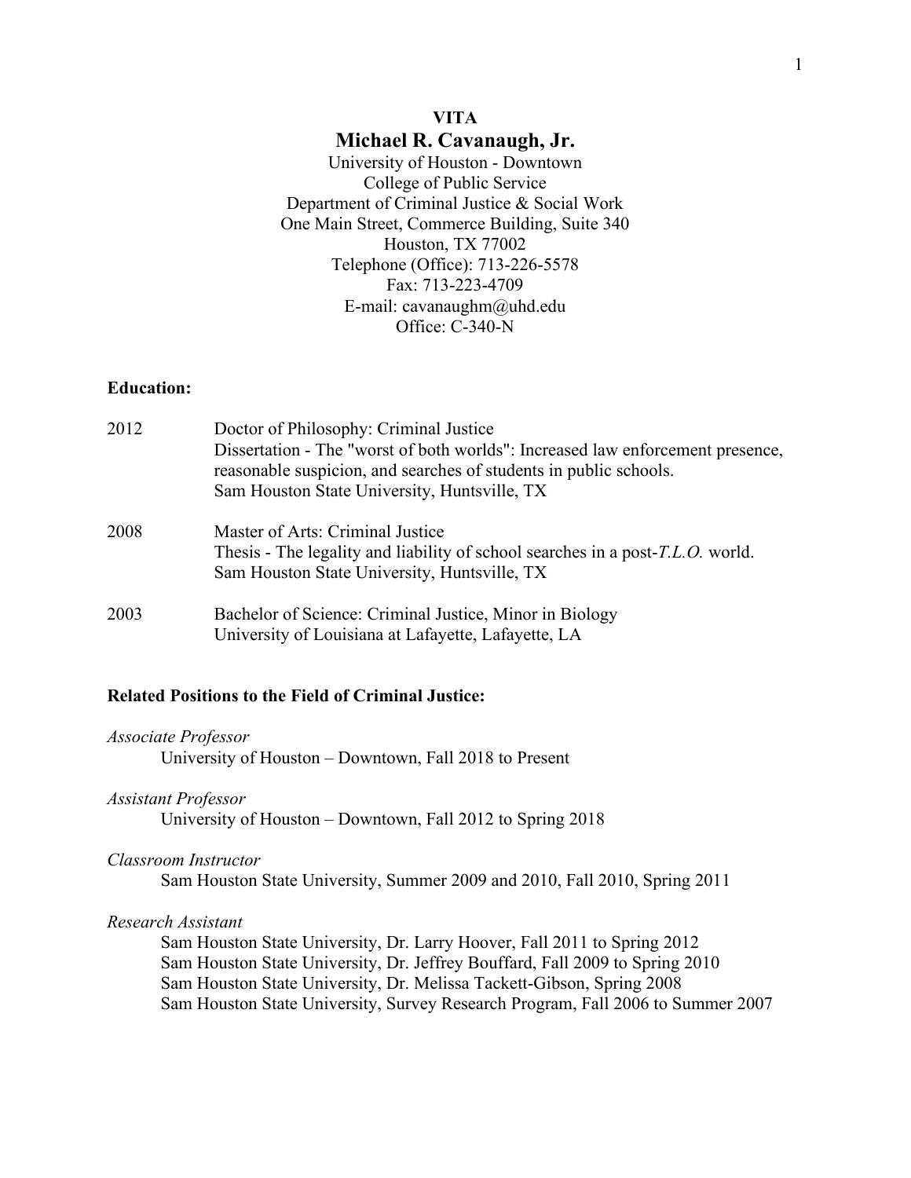**VITA**

# Michael R. Cavanaugh, Jr.

University of Houston - Downtown
College of Public Service
Department of Criminal Justice & Social Work
One Main Street, Commerce Building, Suite 340
Houston, TX 77002
Telephone (Office): 713-226-5578
Fax: 713-223-4709
E-mail: cavanaughm@uhd.edu
Office: C-340-N

## Education:

2012 Doctor of Philosophy: Criminal Justice
Dissertation - The "worst of both worlds": Increased law enforcement presence, reasonable suspicion, and searches of students in public schools.
Sam Houston State University, Huntsville, TX

2008 Master of Arts: Criminal Justice
Thesis - The legality and liability of school searches in a post-*T.L.O.* world.
Sam Houston State University, Huntsville, TX

2003 Bachelor of Science: Criminal Justice, Minor in Biology
University of Louisiana at Lafayette, Lafayette, LA

## Related Positions to the Field of Criminal Justice:

*Associate Professor*
University of Houston – Downtown, Fall 2018 to Present

*Assistant Professor*
University of Houston – Downtown, Fall 2012 to Spring 2018

*Classroom Instructor*
Sam Houston State University, Summer 2009 and 2010, Fall 2010, Spring 2011

*Research Assistant*
Sam Houston State University, Dr. Larry Hoover, Fall 2011 to Spring 2012
Sam Houston State University, Dr. Jeffrey Bouffard, Fall 2009 to Spring 2010
Sam Houston State University, Dr. Melissa Tackett-Gibson, Spring 2008
Sam Houston State University, Survey Research Program, Fall 2006 to Summer 2007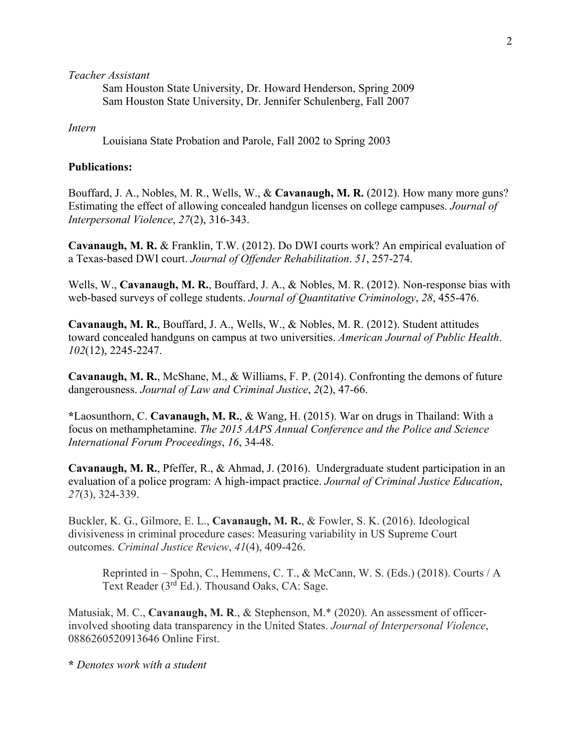*Teacher Assistant*

Sam Houston State University, Dr. Howard Henderson, Spring 2009
Sam Houston State University, Dr. Jennifer Schulenberg, Fall 2007

*Intern*

Louisiana State Probation and Parole, Fall 2002 to Spring 2003

**Publications:**

Bouffard, J. A., Nobles, M. R., Wells, W., & **Cavanaugh, M. R.** (2012). How many more guns? Estimating the effect of allowing concealed handgun licenses on college campuses. *Journal of Interpersonal Violence*, *27*(2), 316-343.

**Cavanaugh, M. R.** & Franklin, T.W. (2012). Do DWI courts work? An empirical evaluation of a Texas-based DWI court. *Journal of Offender Rehabilitation*. *51*, 257-274.

Wells, W., **Cavanaugh, M. R.**, Bouffard, J. A., & Nobles, M. R. (2012). Non-response bias with web-based surveys of college students. *Journal of Quantitative Criminology*, *28*, 455-476.

**Cavanaugh, M. R.**, Bouffard, J. A., Wells, W., & Nobles, M. R. (2012). Student attitudes toward concealed handguns on campus at two universities. *American Journal of Public Health*. *102*(12), 2245-2247.

**Cavanaugh, M. R.**, McShane, M., & Williams, F. P. (2014). Confronting the demons of future dangerousness. *Journal of Law and Criminal Justice*, *2*(2), 47-66.

**\***Laosunthorn, C. **Cavanaugh, M. R.**, & Wang, H. (2015). War on drugs in Thailand: With a focus on methamphetamine. *The 2015 AAPS Annual Conference and the Police and Science International Forum Proceedings*, *16*, 34-48.

**Cavanaugh, M. R.**, Pfeffer, R., & Ahmad, J. (2016). Undergraduate student participation in an evaluation of a police program: A high-impact practice. *Journal of Criminal Justice Education*, *27*(3), 324-339.

Buckler, K. G., Gilmore, E. L., **Cavanaugh, M. R.**, & Fowler, S. K. (2016). Ideological divisiveness in criminal procedure cases: Measuring variability in US Supreme Court outcomes. *Criminal Justice Review*, *41*(4), 409-426.

> Reprinted in – Spohn, C., Hemmens, C. T., & McCann, W. S. (Eds.) (2018). Courts / A Text Reader (3rd Ed.). Thousand Oaks, CA: Sage.

Matusiak, M. C., **Cavanaugh, M. R**., & Stephenson, M.* (2020). An assessment of officer-involved shooting data transparency in the United States. *Journal of Interpersonal Violence*, 0886260520913646 Online First.

**\*** *Denotes work with a student*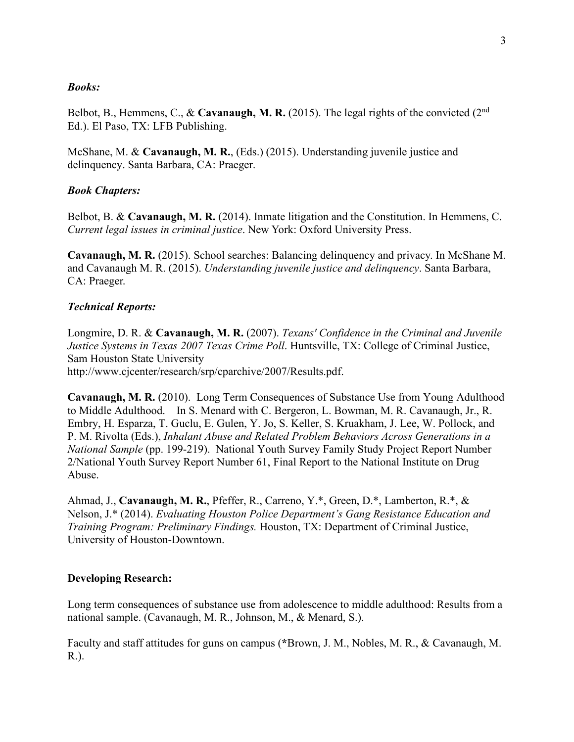### *Books:*

Belbot, B., Hemmens, C., & **Cavanaugh, M. R.** (2015). The legal rights of the convicted (2nd Ed.). El Paso, TX: LFB Publishing.

McShane, M. & **Cavanaugh, M. R.**, (Eds.) (2015). Understanding juvenile justice and delinquency. Santa Barbara, CA: Praeger.

### *Book Chapters:*

Belbot, B. & **Cavanaugh, M. R.** (2014). Inmate litigation and the Constitution. In Hemmens, C. *Current legal issues in criminal justice*. New York: Oxford University Press.

**Cavanaugh, M. R.** (2015). School searches: Balancing delinquency and privacy. In McShane M. and Cavanaugh M. R. (2015). *Understanding juvenile justice and delinquency*. Santa Barbara, CA: Praeger.

### *Technical Reports:*

Longmire, D. R. & **Cavanaugh, M. R.** (2007). *Texans' Confidence in the Criminal and Juvenile Justice Systems in Texas 2007 Texas Crime Poll*. Huntsville, TX: College of Criminal Justice, Sam Houston State University http://www.cjcenter/research/srp/cparchive/2007/Results.pdf.

**Cavanaugh, M. R.** (2010). Long Term Consequences of Substance Use from Young Adulthood to Middle Adulthood. In S. Menard with C. Bergeron, L. Bowman, M. R. Cavanaugh, Jr., R. Embry, H. Esparza, T. Guclu, E. Gulen, Y. Jo, S. Keller, S. Kruakham, J. Lee, W. Pollock, and P. M. Rivolta (Eds.), *Inhalant Abuse and Related Problem Behaviors Across Generations in a National Sample* (pp. 199-219). National Youth Survey Family Study Project Report Number 2/National Youth Survey Report Number 61, Final Report to the National Institute on Drug Abuse.

Ahmad, J., **Cavanaugh, M. R.**, Pfeffer, R., Carreno, Y.*, Green, D.*, Lamberton, R.*, & Nelson, J.* (2014). *Evaluating Houston Police Department's Gang Resistance Education and Training Program: Preliminary Findings.* Houston, TX: Department of Criminal Justice, University of Houston-Downtown.

## Developing Research:

Long term consequences of substance use from adolescence to middle adulthood: Results from a national sample. (Cavanaugh, M. R., Johnson, M., & Menard, S.).

Faculty and staff attitudes for guns on campus (*Brown, J. M., Nobles, M. R., & Cavanaugh, M. R.).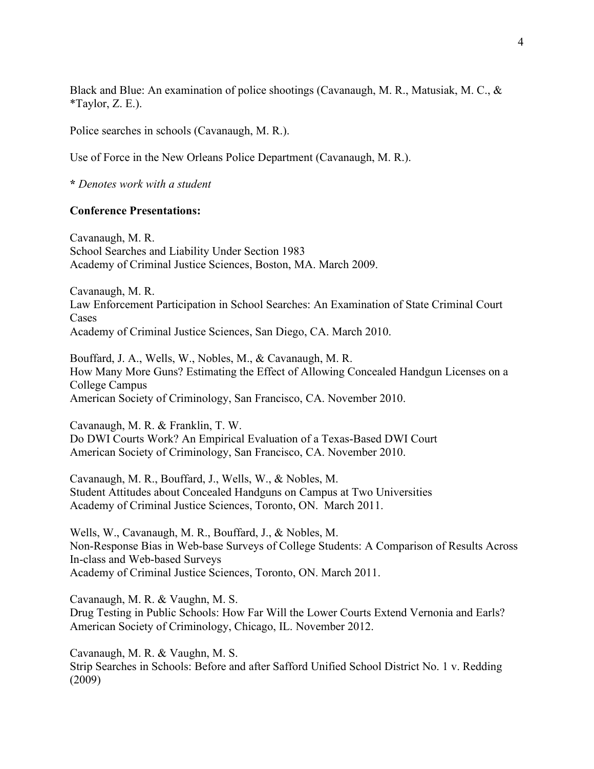Black and Blue: An examination of police shootings (Cavanaugh, M. R., Matusiak, M. C., & *Taylor, Z. E.).

Police searches in schools (Cavanaugh, M. R.).

Use of Force in the New Orleans Police Department (Cavanaugh, M. R.).

**\*** *Denotes work with a student*

**Conference Presentations:**

Cavanaugh, M. R.  
School Searches and Liability Under Section 1983  
Academy of Criminal Justice Sciences, Boston, MA. March 2009.

Cavanaugh, M. R.  
Law Enforcement Participation in School Searches: An Examination of State Criminal Court Cases  
Academy of Criminal Justice Sciences, San Diego, CA. March 2010.

Bouffard, J. A., Wells, W., Nobles, M., & Cavanaugh, M. R.  
How Many More Guns? Estimating the Effect of Allowing Concealed Handgun Licenses on a College Campus  
American Society of Criminology, San Francisco, CA. November 2010.

Cavanaugh, M. R. & Franklin, T. W.  
Do DWI Courts Work? An Empirical Evaluation of a Texas-Based DWI Court  
American Society of Criminology, San Francisco, CA. November 2010.

Cavanaugh, M. R., Bouffard, J., Wells, W., & Nobles, M.  
Student Attitudes about Concealed Handguns on Campus at Two Universities  
Academy of Criminal Justice Sciences, Toronto, ON. March 2011.

Wells, W., Cavanaugh, M. R., Bouffard, J., & Nobles, M.  
Non-Response Bias in Web-base Surveys of College Students: A Comparison of Results Across In-class and Web-based Surveys  
Academy of Criminal Justice Sciences, Toronto, ON. March 2011.

Cavanaugh, M. R. & Vaughn, M. S.  
Drug Testing in Public Schools: How Far Will the Lower Courts Extend Vernonia and Earls?  
American Society of Criminology, Chicago, IL. November 2012.

Cavanaugh, M. R. & Vaughn, M. S.  
Strip Searches in Schools: Before and after Safford Unified School District No. 1 v. Redding (2009)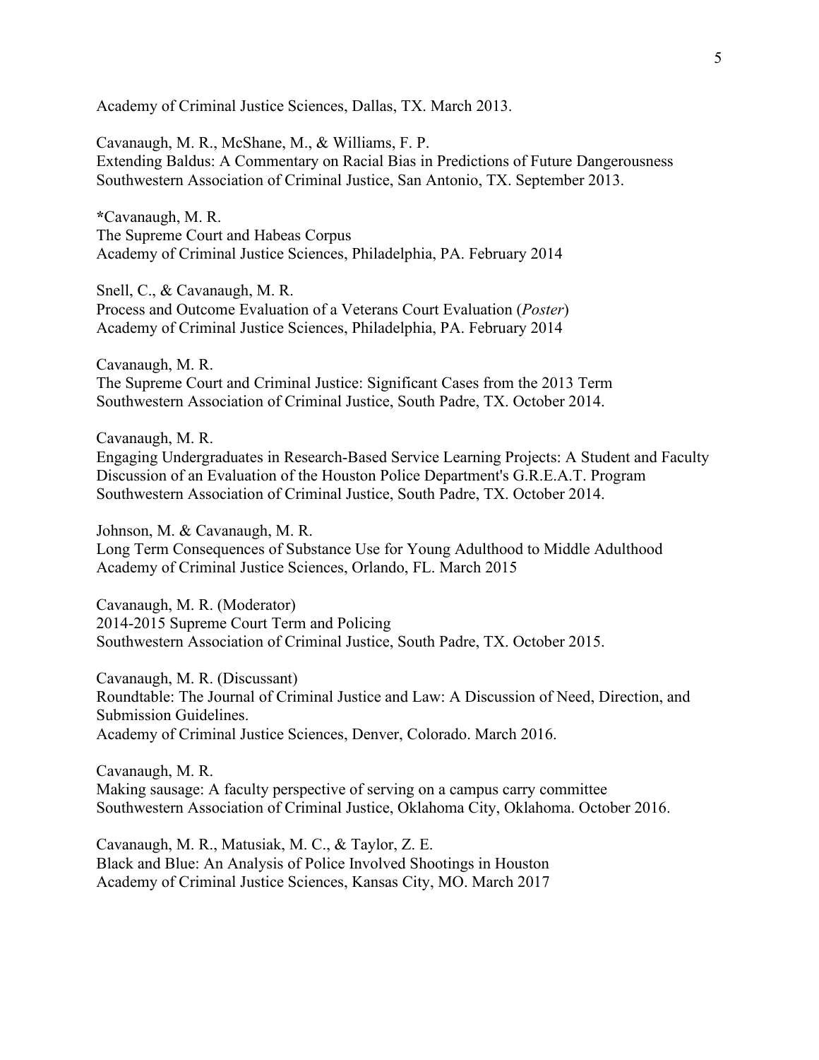Academy of Criminal Justice Sciences, Dallas, TX. March 2013.

Cavanaugh, M. R., McShane, M., & Williams, F. P.
Extending Baldus: A Commentary on Racial Bias in Predictions of Future Dangerousness
Southwestern Association of Criminal Justice, San Antonio, TX. September 2013.

*Cavanaugh, M. R.
The Supreme Court and Habeas Corpus
Academy of Criminal Justice Sciences, Philadelphia, PA. February 2014

Snell, C., & Cavanaugh, M. R.
Process and Outcome Evaluation of a Veterans Court Evaluation (*Poster*)
Academy of Criminal Justice Sciences, Philadelphia, PA. February 2014

Cavanaugh, M. R.
The Supreme Court and Criminal Justice: Significant Cases from the 2013 Term
Southwestern Association of Criminal Justice, South Padre, TX. October 2014.

Cavanaugh, M. R.
Engaging Undergraduates in Research-Based Service Learning Projects: A Student and Faculty Discussion of an Evaluation of the Houston Police Department's G.R.E.A.T. Program
Southwestern Association of Criminal Justice, South Padre, TX. October 2014.

Johnson, M. & Cavanaugh, M. R.
Long Term Consequences of Substance Use for Young Adulthood to Middle Adulthood
Academy of Criminal Justice Sciences, Orlando, FL. March 2015

Cavanaugh, M. R. (Moderator)
2014-2015 Supreme Court Term and Policing
Southwestern Association of Criminal Justice, South Padre, TX. October 2015.

Cavanaugh, M. R. (Discussant)
Roundtable: The Journal of Criminal Justice and Law: A Discussion of Need, Direction, and Submission Guidelines.
Academy of Criminal Justice Sciences, Denver, Colorado. March 2016.

Cavanaugh, M. R.
Making sausage: A faculty perspective of serving on a campus carry committee
Southwestern Association of Criminal Justice, Oklahoma City, Oklahoma. October 2016.

Cavanaugh, M. R., Matusiak, M. C., & Taylor, Z. E.
Black and Blue: An Analysis of Police Involved Shootings in Houston
Academy of Criminal Justice Sciences, Kansas City, MO. March 2017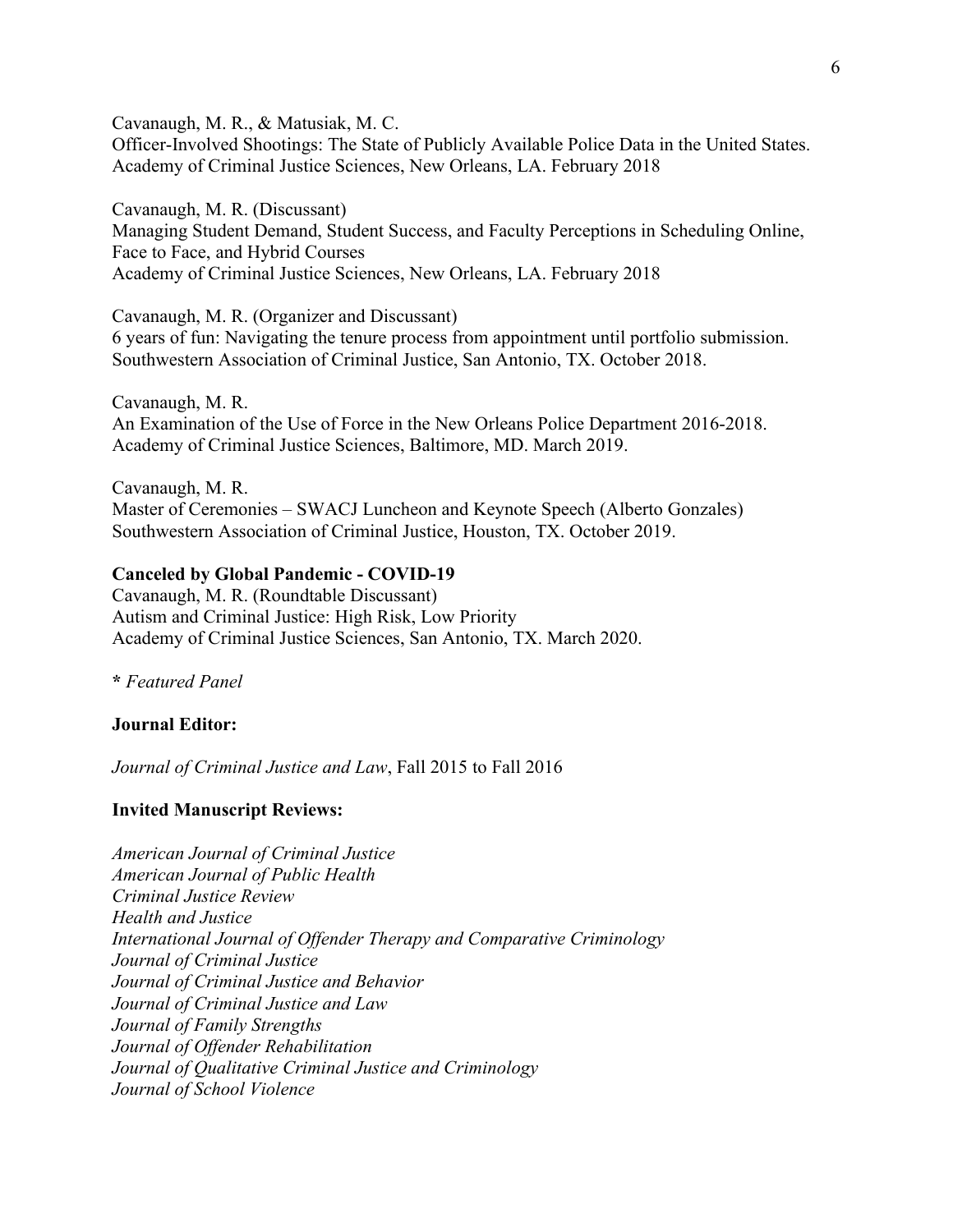Cavanaugh, M. R., & Matusiak, M. C.
Officer-Involved Shootings: The State of Publicly Available Police Data in the United States.
Academy of Criminal Justice Sciences, New Orleans, LA. February 2018

Cavanaugh, M. R. (Discussant)
Managing Student Demand, Student Success, and Faculty Perceptions in Scheduling Online, Face to Face, and Hybrid Courses
Academy of Criminal Justice Sciences, New Orleans, LA. February 2018

Cavanaugh, M. R. (Organizer and Discussant)
6 years of fun: Navigating the tenure process from appointment until portfolio submission.
Southwestern Association of Criminal Justice, San Antonio, TX. October 2018.

Cavanaugh, M. R.
An Examination of the Use of Force in the New Orleans Police Department 2016-2018.
Academy of Criminal Justice Sciences, Baltimore, MD. March 2019.

Cavanaugh, M. R.
Master of Ceremonies – SWACJ Luncheon and Keynote Speech (Alberto Gonzales)
Southwestern Association of Criminal Justice, Houston, TX. October 2019.

**Canceled by Global Pandemic - COVID-19**
Cavanaugh, M. R. (Roundtable Discussant)
Autism and Criminal Justice: High Risk, Low Priority
Academy of Criminal Justice Sciences, San Antonio, TX. March 2020.

**\*** *Featured Panel*

**Journal Editor:**

*Journal of Criminal Justice and Law*, Fall 2015 to Fall 2016

**Invited Manuscript Reviews:**

*American Journal of Criminal Justice*
*American Journal of Public Health*
*Criminal Justice Review*
*Health and Justice*
*International Journal of Offender Therapy and Comparative Criminology*
*Journal of Criminal Justice*
*Journal of Criminal Justice and Behavior*
*Journal of Criminal Justice and Law*
*Journal of Family Strengths*
*Journal of Offender Rehabilitation*
*Journal of Qualitative Criminal Justice and Criminology*
*Journal of School Violence*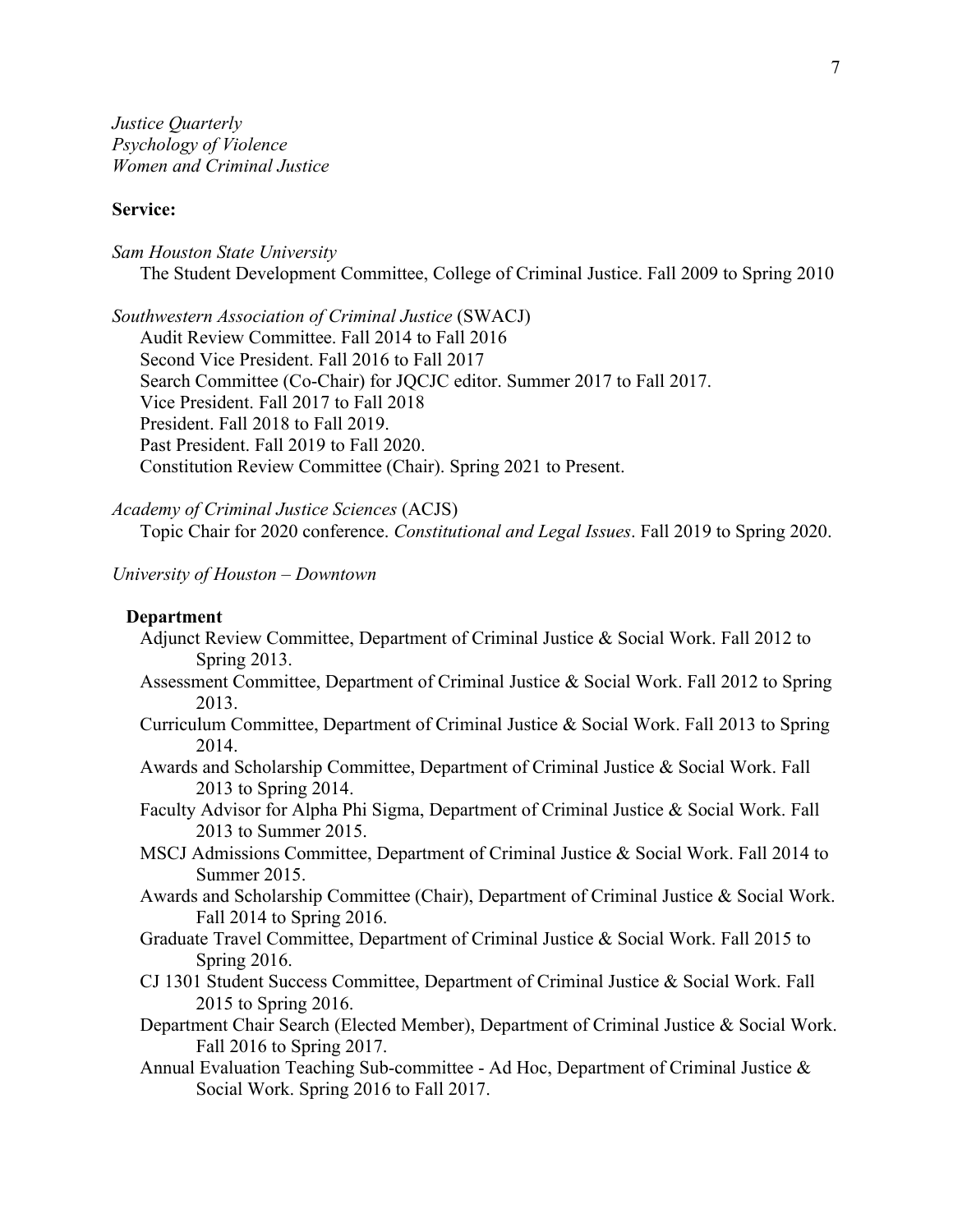*Justice Quarterly*
*Psychology of Violence*
*Women and Criminal Justice*

**Service:**

*Sam Houston State University*
The Student Development Committee, College of Criminal Justice. Fall 2009 to Spring 2010

*Southwestern Association of Criminal Justice* (SWACJ)
Audit Review Committee. Fall 2014 to Fall 2016
Second Vice President. Fall 2016 to Fall 2017
Search Committee (Co-Chair) for JQCJC editor. Summer 2017 to Fall 2017.
Vice President. Fall 2017 to Fall 2018
President. Fall 2018 to Fall 2019.
Past President. Fall 2019 to Fall 2020.
Constitution Review Committee (Chair). Spring 2021 to Present.

*Academy of Criminal Justice Sciences* (ACJS)
Topic Chair for 2020 conference. *Constitutional and Legal Issues*. Fall 2019 to Spring 2020.

*University of Houston – Downtown*

**Department**

- Adjunct Review Committee, Department of Criminal Justice & Social Work. Fall 2012 to Spring 2013.
- Assessment Committee, Department of Criminal Justice & Social Work. Fall 2012 to Spring 2013.
- Curriculum Committee, Department of Criminal Justice & Social Work. Fall 2013 to Spring 2014.
- Awards and Scholarship Committee, Department of Criminal Justice & Social Work. Fall 2013 to Spring 2014.
- Faculty Advisor for Alpha Phi Sigma, Department of Criminal Justice & Social Work. Fall 2013 to Summer 2015.
- MSCJ Admissions Committee, Department of Criminal Justice & Social Work. Fall 2014 to Summer 2015.
- Awards and Scholarship Committee (Chair), Department of Criminal Justice & Social Work. Fall 2014 to Spring 2016.
- Graduate Travel Committee, Department of Criminal Justice & Social Work. Fall 2015 to Spring 2016.
- CJ 1301 Student Success Committee, Department of Criminal Justice & Social Work. Fall 2015 to Spring 2016.
- Department Chair Search (Elected Member), Department of Criminal Justice & Social Work. Fall 2016 to Spring 2017.
- Annual Evaluation Teaching Sub-committee - Ad Hoc, Department of Criminal Justice & Social Work. Spring 2016 to Fall 2017.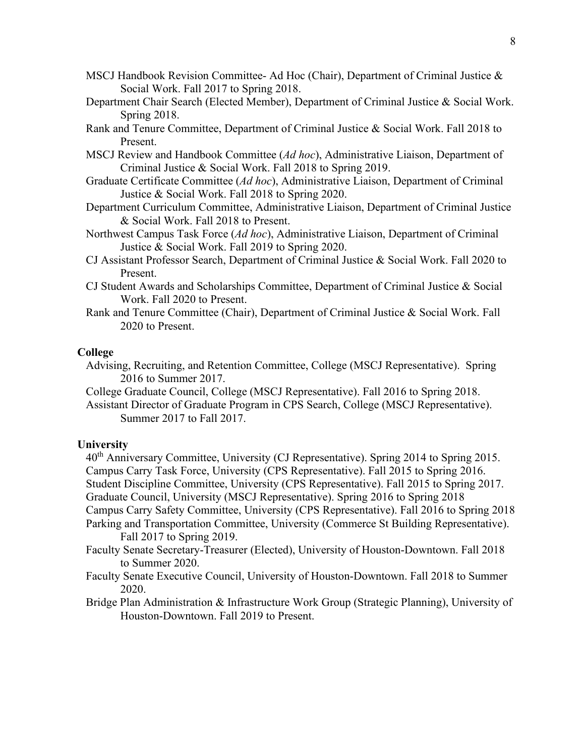MSCJ Handbook Revision Committee- Ad Hoc (Chair), Department of Criminal Justice & Social Work. Fall 2017 to Spring 2018.

Department Chair Search (Elected Member), Department of Criminal Justice & Social Work. Spring 2018.

Rank and Tenure Committee, Department of Criminal Justice & Social Work. Fall 2018 to Present.

MSCJ Review and Handbook Committee (*Ad hoc*), Administrative Liaison, Department of Criminal Justice & Social Work. Fall 2018 to Spring 2019.

Graduate Certificate Committee (*Ad hoc*), Administrative Liaison, Department of Criminal Justice & Social Work. Fall 2018 to Spring 2020.

Department Curriculum Committee, Administrative Liaison, Department of Criminal Justice & Social Work. Fall 2018 to Present.

Northwest Campus Task Force (*Ad hoc*), Administrative Liaison, Department of Criminal Justice & Social Work. Fall 2019 to Spring 2020.

CJ Assistant Professor Search, Department of Criminal Justice & Social Work. Fall 2020 to Present.

CJ Student Awards and Scholarships Committee, Department of Criminal Justice & Social Work. Fall 2020 to Present.

Rank and Tenure Committee (Chair), Department of Criminal Justice & Social Work. Fall 2020 to Present.

**College**

Advising, Recruiting, and Retention Committee, College (MSCJ Representative). Spring 2016 to Summer 2017.

College Graduate Council, College (MSCJ Representative). Fall 2016 to Spring 2018.

Assistant Director of Graduate Program in CPS Search, College (MSCJ Representative). Summer 2017 to Fall 2017.

**University**

40th Anniversary Committee, University (CJ Representative). Spring 2014 to Spring 2015.

Campus Carry Task Force, University (CPS Representative). Fall 2015 to Spring 2016.

Student Discipline Committee, University (CPS Representative). Fall 2015 to Spring 2017.

Graduate Council, University (MSCJ Representative). Spring 2016 to Spring 2018

Campus Carry Safety Committee, University (CPS Representative). Fall 2016 to Spring 2018

Parking and Transportation Committee, University (Commerce St Building Representative). Fall 2017 to Spring 2019.

Faculty Senate Secretary-Treasurer (Elected), University of Houston-Downtown. Fall 2018 to Summer 2020.

Faculty Senate Executive Council, University of Houston-Downtown. Fall 2018 to Summer 2020.

Bridge Plan Administration & Infrastructure Work Group (Strategic Planning), University of Houston-Downtown. Fall 2019 to Present.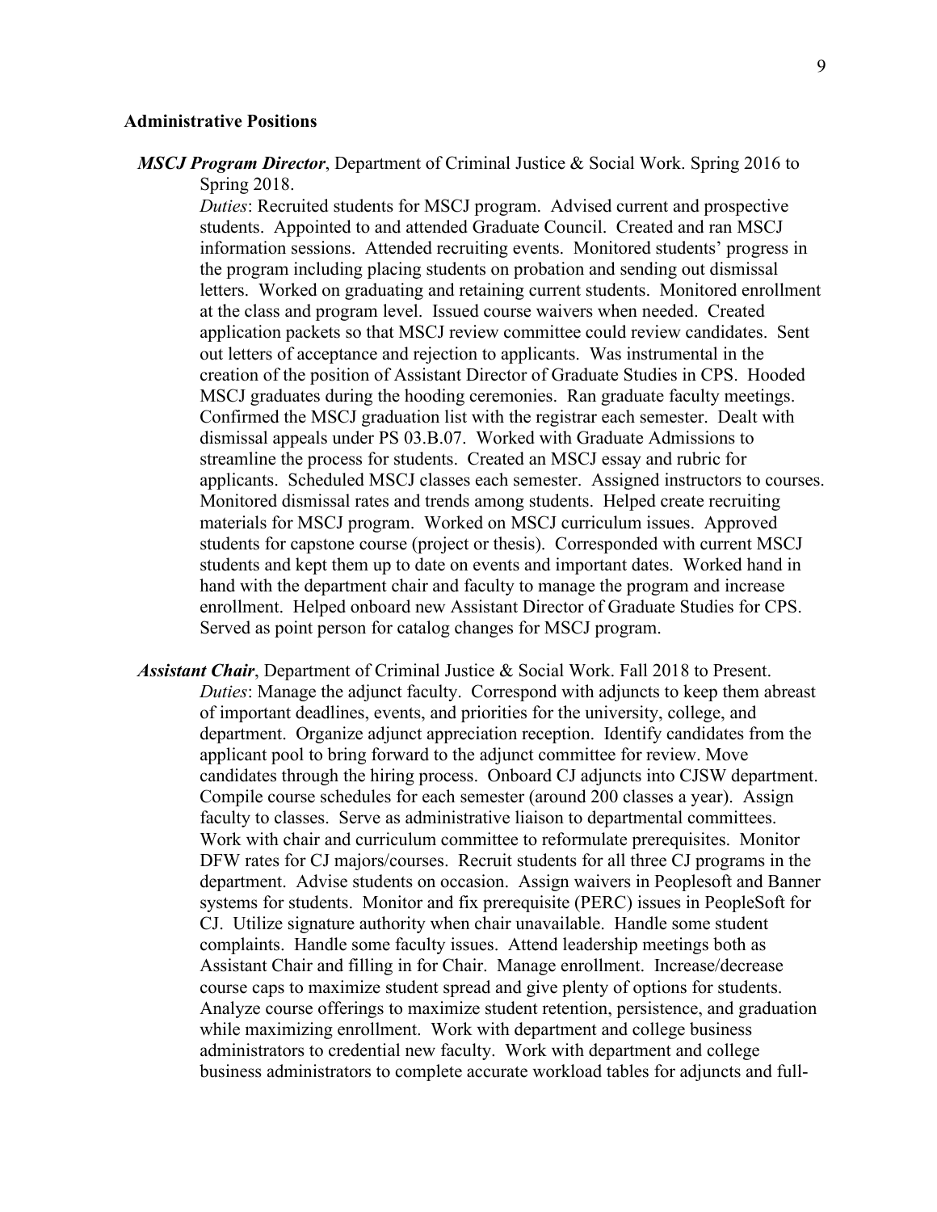### Administrative Positions

***MSCJ Program Director***, Department of Criminal Justice & Social Work. Spring 2016 to Spring 2018.

*Duties*: Recruited students for MSCJ program. Advised current and prospective students. Appointed to and attended Graduate Council. Created and ran MSCJ information sessions. Attended recruiting events. Monitored students' progress in the program including placing students on probation and sending out dismissal letters. Worked on graduating and retaining current students. Monitored enrollment at the class and program level. Issued course waivers when needed. Created application packets so that MSCJ review committee could review candidates. Sent out letters of acceptance and rejection to applicants. Was instrumental in the creation of the position of Assistant Director of Graduate Studies in CPS. Hooded MSCJ graduates during the hooding ceremonies. Ran graduate faculty meetings. Confirmed the MSCJ graduation list with the registrar each semester. Dealt with dismissal appeals under PS 03.B.07. Worked with Graduate Admissions to streamline the process for students. Created an MSCJ essay and rubric for applicants. Scheduled MSCJ classes each semester. Assigned instructors to courses. Monitored dismissal rates and trends among students. Helped create recruiting materials for MSCJ program. Worked on MSCJ curriculum issues. Approved students for capstone course (project or thesis). Corresponded with current MSCJ students and kept them up to date on events and important dates. Worked hand in hand with the department chair and faculty to manage the program and increase enrollment. Helped onboard new Assistant Director of Graduate Studies for CPS. Served as point person for catalog changes for MSCJ program.

***Assistant Chair***, Department of Criminal Justice & Social Work. Fall 2018 to Present.

*Duties*: Manage the adjunct faculty. Correspond with adjuncts to keep them abreast of important deadlines, events, and priorities for the university, college, and department. Organize adjunct appreciation reception. Identify candidates from the applicant pool to bring forward to the adjunct committee for review. Move candidates through the hiring process. Onboard CJ adjuncts into CJSW department. Compile course schedules for each semester (around 200 classes a year). Assign faculty to classes. Serve as administrative liaison to departmental committees. Work with chair and curriculum committee to reformulate prerequisites. Monitor DFW rates for CJ majors/courses. Recruit students for all three CJ programs in the department. Advise students on occasion. Assign waivers in Peoplesoft and Banner systems for students. Monitor and fix prerequisite (PERC) issues in PeopleSoft for CJ. Utilize signature authority when chair unavailable. Handle some student complaints. Handle some faculty issues. Attend leadership meetings both as Assistant Chair and filling in for Chair. Manage enrollment. Increase/decrease course caps to maximize student spread and give plenty of options for students. Analyze course offerings to maximize student retention, persistence, and graduation while maximizing enrollment. Work with department and college business administrators to credential new faculty. Work with department and college business administrators to complete accurate workload tables for adjuncts and full-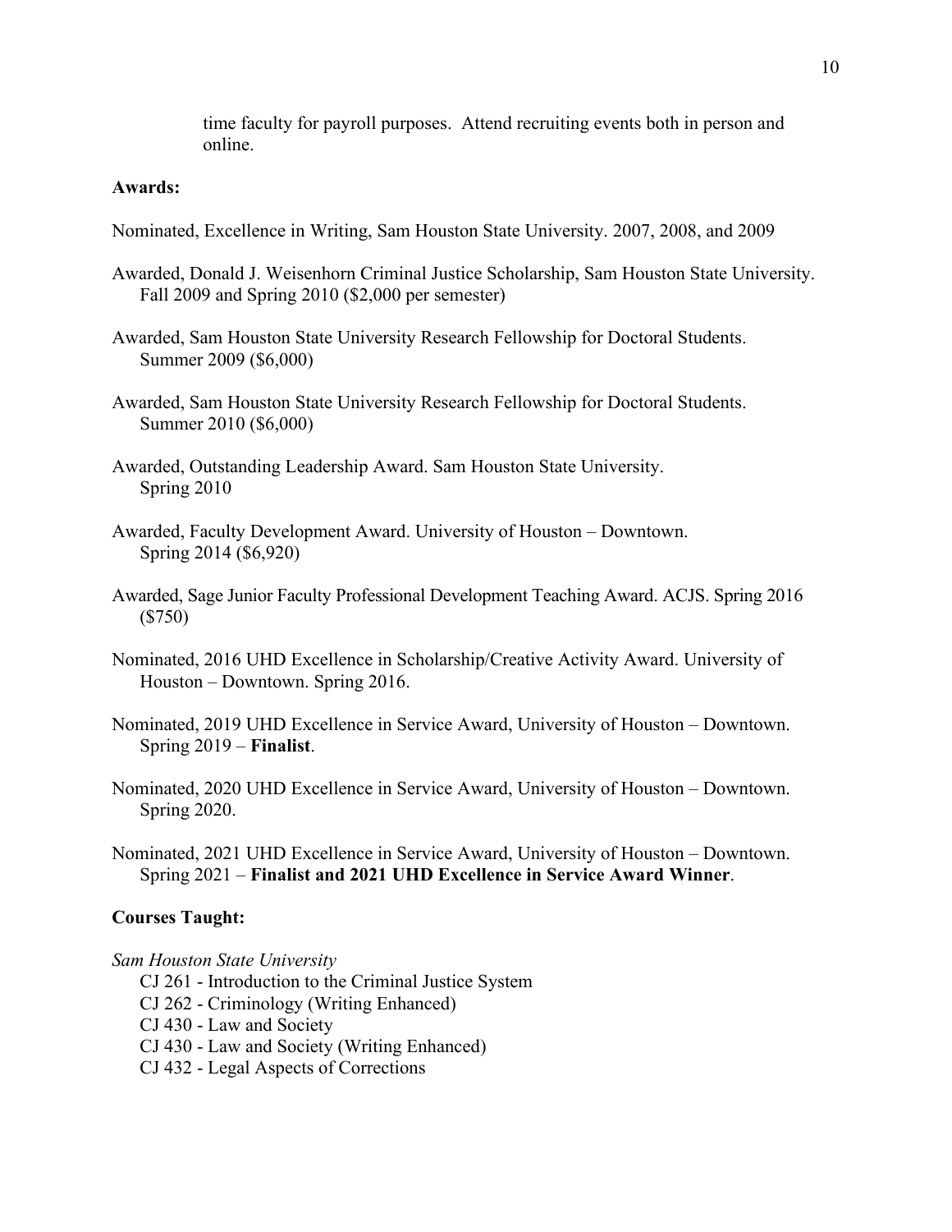time faculty for payroll purposes. Attend recruiting events both in person and online.

**Awards:**

Nominated, Excellence in Writing, Sam Houston State University. 2007, 2008, and 2009

Awarded, Donald J. Weisenhorn Criminal Justice Scholarship, Sam Houston State University. Fall 2009 and Spring 2010 ($2,000 per semester)

Awarded, Sam Houston State University Research Fellowship for Doctoral Students. Summer 2009 ($6,000)

Awarded, Sam Houston State University Research Fellowship for Doctoral Students. Summer 2010 ($6,000)

Awarded, Outstanding Leadership Award. Sam Houston State University. Spring 2010

Awarded, Faculty Development Award. University of Houston – Downtown. Spring 2014 ($6,920)

Awarded, Sage Junior Faculty Professional Development Teaching Award. ACJS. Spring 2016 ($750)

Nominated, 2016 UHD Excellence in Scholarship/Creative Activity Award. University of Houston – Downtown. Spring 2016.

Nominated, 2019 UHD Excellence in Service Award, University of Houston – Downtown. Spring 2019 – **Finalist**.

Nominated, 2020 UHD Excellence in Service Award, University of Houston – Downtown. Spring 2020.

Nominated, 2021 UHD Excellence in Service Award, University of Houston – Downtown. Spring 2021 – **Finalist and 2021 UHD Excellence in Service Award Winner**.

**Courses Taught:**

*Sam Houston State University*

- CJ 261 - Introduction to the Criminal Justice System
- CJ 262 - Criminology (Writing Enhanced)
- CJ 430 - Law and Society
- CJ 430 - Law and Society (Writing Enhanced)
- CJ 432 - Legal Aspects of Corrections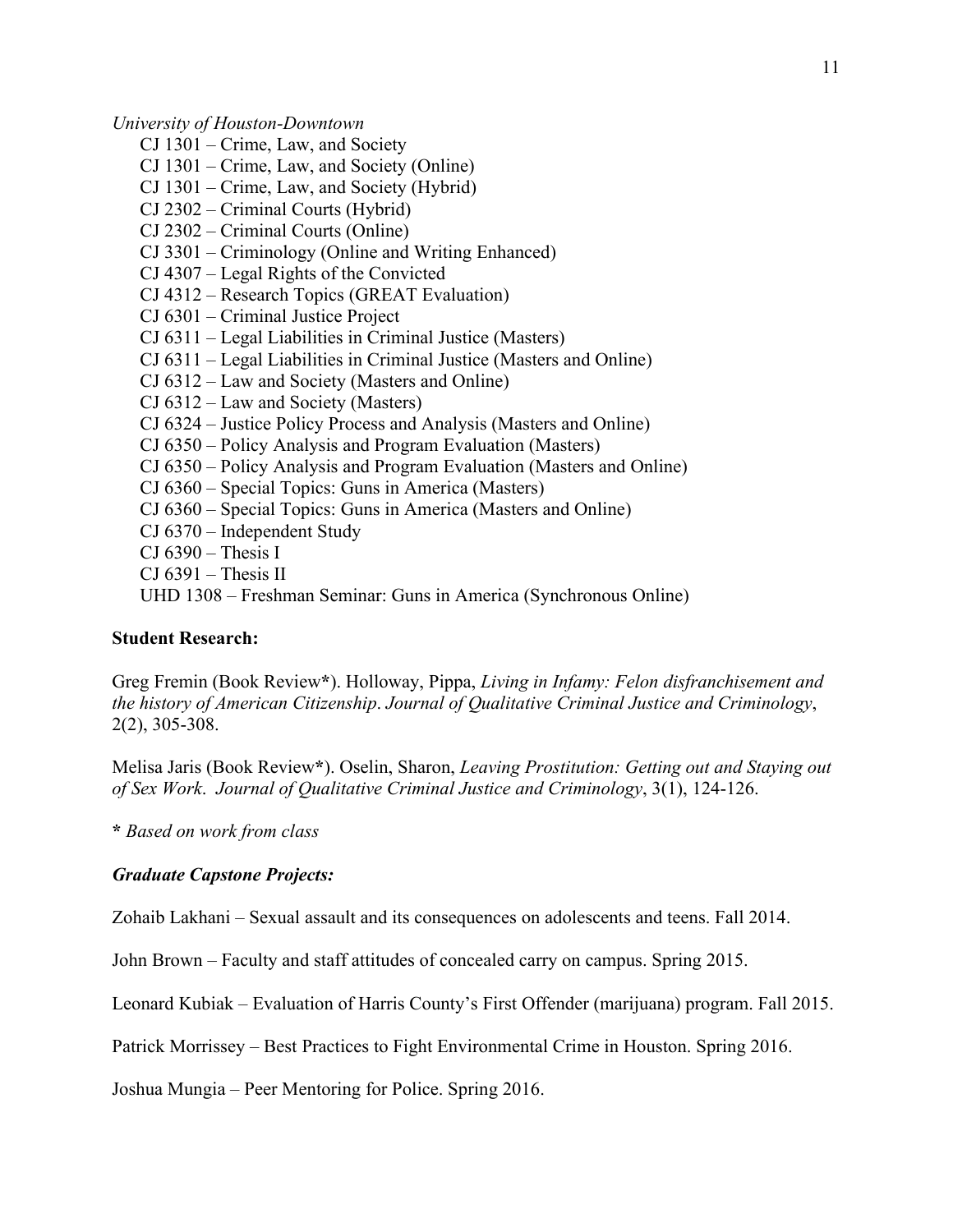*University of Houston-Downtown*

CJ 1301 – Crime, Law, and Society
CJ 1301 – Crime, Law, and Society (Online)
CJ 1301 – Crime, Law, and Society (Hybrid)
CJ 2302 – Criminal Courts (Hybrid)
CJ 2302 – Criminal Courts (Online)
CJ 3301 – Criminology (Online and Writing Enhanced)
CJ 4307 – Legal Rights of the Convicted
CJ 4312 – Research Topics (GREAT Evaluation)
CJ 6301 – Criminal Justice Project
CJ 6311 – Legal Liabilities in Criminal Justice (Masters)
CJ 6311 – Legal Liabilities in Criminal Justice (Masters and Online)
CJ 6312 – Law and Society (Masters and Online)
CJ 6312 – Law and Society (Masters)
CJ 6324 – Justice Policy Process and Analysis (Masters and Online)
CJ 6350 – Policy Analysis and Program Evaluation (Masters)
CJ 6350 – Policy Analysis and Program Evaluation (Masters and Online)
CJ 6360 – Special Topics: Guns in America (Masters)
CJ 6360 – Special Topics: Guns in America (Masters and Online)
CJ 6370 – Independent Study
CJ 6390 – Thesis I
CJ 6391 – Thesis II
UHD 1308 – Freshman Seminar: Guns in America (Synchronous Online)

**Student Research:**

Greg Fremin (Book Review*). Holloway, Pippa, *Living in Infamy: Felon disfranchisement and the history of American Citizenship*. *Journal of Qualitative Criminal Justice and Criminology*, 2(2), 305-308.

Melisa Jaris (Book Review*). Oselin, Sharon, *Leaving Prostitution: Getting out and Staying out of Sex Work*. *Journal of Qualitative Criminal Justice and Criminology*, 3(1), 124-126.

**\*** *Based on work from class*

***Graduate Capstone Projects:***

Zohaib Lakhani – Sexual assault and its consequences on adolescents and teens. Fall 2014.

John Brown – Faculty and staff attitudes of concealed carry on campus. Spring 2015.

Leonard Kubiak – Evaluation of Harris County's First Offender (marijuana) program. Fall 2015.

Patrick Morrissey – Best Practices to Fight Environmental Crime in Houston. Spring 2016.

Joshua Mungia – Peer Mentoring for Police. Spring 2016.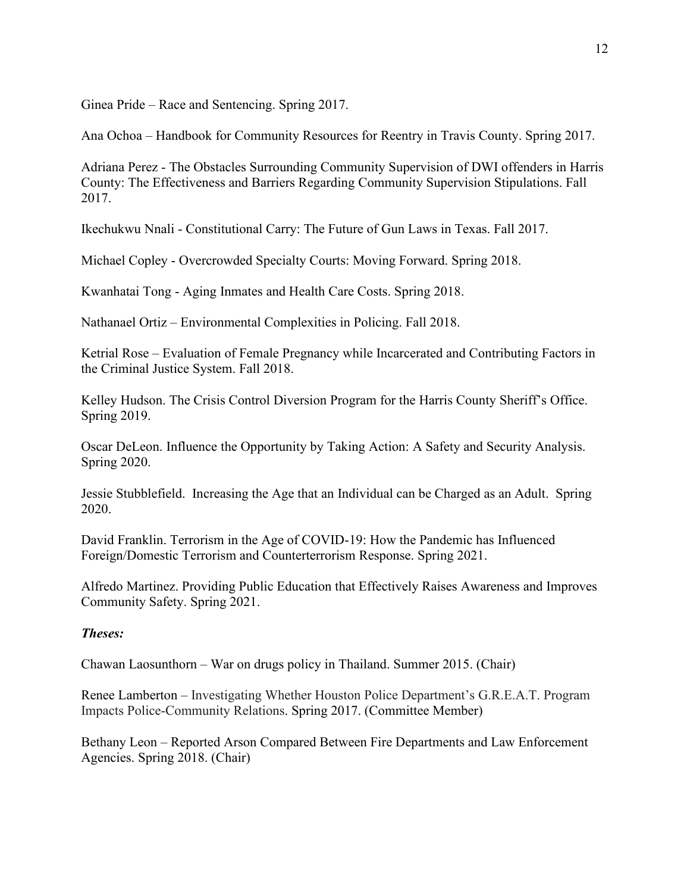Ginea Pride – Race and Sentencing. Spring 2017.

Ana Ochoa – Handbook for Community Resources for Reentry in Travis County. Spring 2017.

Adriana Perez - The Obstacles Surrounding Community Supervision of DWI offenders in Harris County: The Effectiveness and Barriers Regarding Community Supervision Stipulations. Fall 2017.

Ikechukwu Nnali - Constitutional Carry: The Future of Gun Laws in Texas. Fall 2017.

Michael Copley - Overcrowded Specialty Courts: Moving Forward. Spring 2018.

Kwanhatai Tong - Aging Inmates and Health Care Costs. Spring 2018.

Nathanael Ortiz – Environmental Complexities in Policing. Fall 2018.

Ketrial Rose – Evaluation of Female Pregnancy while Incarcerated and Contributing Factors in the Criminal Justice System. Fall 2018.

Kelley Hudson. The Crisis Control Diversion Program for the Harris County Sheriff's Office. Spring 2019.

Oscar DeLeon. Influence the Opportunity by Taking Action: A Safety and Security Analysis. Spring 2020.

Jessie Stubblefield. Increasing the Age that an Individual can be Charged as an Adult. Spring 2020.

David Franklin. Terrorism in the Age of COVID-19: How the Pandemic has Influenced Foreign/Domestic Terrorism and Counterterrorism Response. Spring 2021.

Alfredo Martinez. Providing Public Education that Effectively Raises Awareness and Improves Community Safety. Spring 2021.

***Theses:***

Chawan Laosunthorn – War on drugs policy in Thailand. Summer 2015. (Chair)

Renee Lamberton – Investigating Whether Houston Police Department's G.R.E.A.T. Program Impacts Police-Community Relations. Spring 2017. (Committee Member)

Bethany Leon – Reported Arson Compared Between Fire Departments and Law Enforcement Agencies. Spring 2018. (Chair)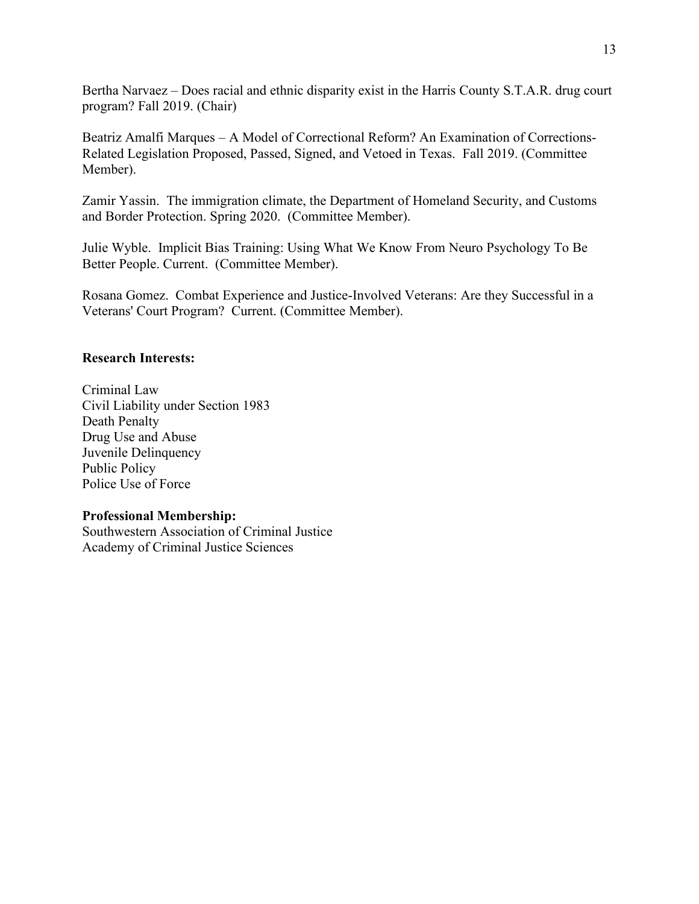Bertha Narvaez – Does racial and ethnic disparity exist in the Harris County S.T.A.R. drug court program? Fall 2019. (Chair)

Beatriz Amalfi Marques – A Model of Correctional Reform? An Examination of Corrections-Related Legislation Proposed, Passed, Signed, and Vetoed in Texas. Fall 2019. (Committee Member).

Zamir Yassin. The immigration climate, the Department of Homeland Security, and Customs and Border Protection. Spring 2020. (Committee Member).

Julie Wyble. Implicit Bias Training: Using What We Know From Neuro Psychology To Be Better People. Current. (Committee Member).

Rosana Gomez. Combat Experience and Justice-Involved Veterans: Are they Successful in a Veterans' Court Program? Current. (Committee Member).

**Research Interests:**

Criminal Law
Civil Liability under Section 1983
Death Penalty
Drug Use and Abuse
Juvenile Delinquency
Public Policy
Police Use of Force

**Professional Membership:**

Southwestern Association of Criminal Justice
Academy of Criminal Justice Sciences